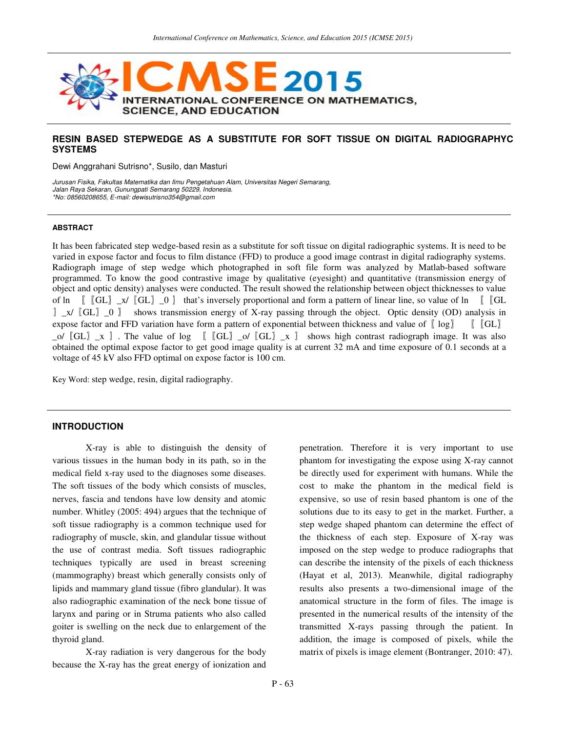# RESIN BASED STEPWEDGE AS A SUBSTITUTE FOR SOFT TISSUE ON DIGITAL RADIOGRAPHYC SYSTEMS

Dewi Anggrahani Sutrisno*, Susilo, dan Masturi

*Jurusan Fisika, Fakultas Matematika dan Ilmu Pengetahuan Alam, Universitas Negeri Semarang, Jalan Raya Sekaran, Gunungpati Semarang 50229, Indonesia.*
*\*No: 08560208655, E-mail: dewisutrisno354@gmail.com*

## ABSTRACT

It has been fabricated step wedge-based resin as a substitute for soft tissue on digital radiographic systems. It is need to be varied in expose factor and focus to film distance (FFD) to produce a good image contrast in digital radiography systems. Radiograph image of step wedge which photographed in soft file form was analyzed by Matlab-based software programmed. To know the good contrastive image by qualitative (eyesight) and quantitative (transmission energy of object and optic density) analyses were conducted. The result showed the relationship between object thicknesses to value of ln 〖〖GL〗_x/〖GL〗_0 〗 that's inversely proportional and form a pattern of linear line, so value of ln 〖〖GL〗_x/〖GL〗_0 〗 shows transmission energy of X-ray passing through the object. Optic density (OD) analysis in expose factor and FFD variation have form a pattern of exponential between thickness and value of 〖log〗 〖〖GL〗_o/〖GL〗_x 〗. The value of log 〖〖GL〗_o/〖GL〗_x 〗 shows high contrast radiograph image. It was also obtained the optimal expose factor to get good image quality is at current 32 mA and time exposure of 0.1 seconds at a voltage of 45 kV also FFD optimal on expose factor is 100 cm.

Key Word: step wedge, resin, digital radiography.

## INTRODUCTION

X-ray is able to distinguish the density of various tissues in the human body in its path, so in the medical field x-ray used to the diagnoses some diseases. The soft tissues of the body which consists of muscles, nerves, fascia and tendons have low density and atomic number. Whitley (2005: 494) argues that the technique of soft tissue radiography is a common technique used for radiography of muscle, skin, and glandular tissue without the use of contrast media. Soft tissues radiographic techniques typically are used in breast screening (mammography) breast which generally consists only of lipids and mammary gland tissue (fibro glandular). It was also radiographic examination of the neck bone tissue of larynx and paring or in Struma patients who also called goiter is swelling on the neck due to enlargement of the thyroid gland.

X-ray radiation is very dangerous for the body because the X-ray has the great energy of ionization and penetration. Therefore it is very important to use phantom for investigating the expose using X-ray cannot be directly used for experiment with humans. While the cost to make the phantom in the medical field is expensive, so use of resin based phantom is one of the solutions due to its easy to get in the market. Further, a step wedge shaped phantom can determine the effect of the thickness of each step. Exposure of X-ray was imposed on the step wedge to produce radiographs that can describe the intensity of the pixels of each thickness (Hayat et al, 2013). Meanwhile, digital radiography results also presents a two-dimensional image of the anatomical structure in the form of files. The image is presented in the numerical results of the intensity of the transmitted X-rays passing through the patient. In addition, the image is composed of pixels, while the matrix of pixels is image element (Bontranger, 2010: 47).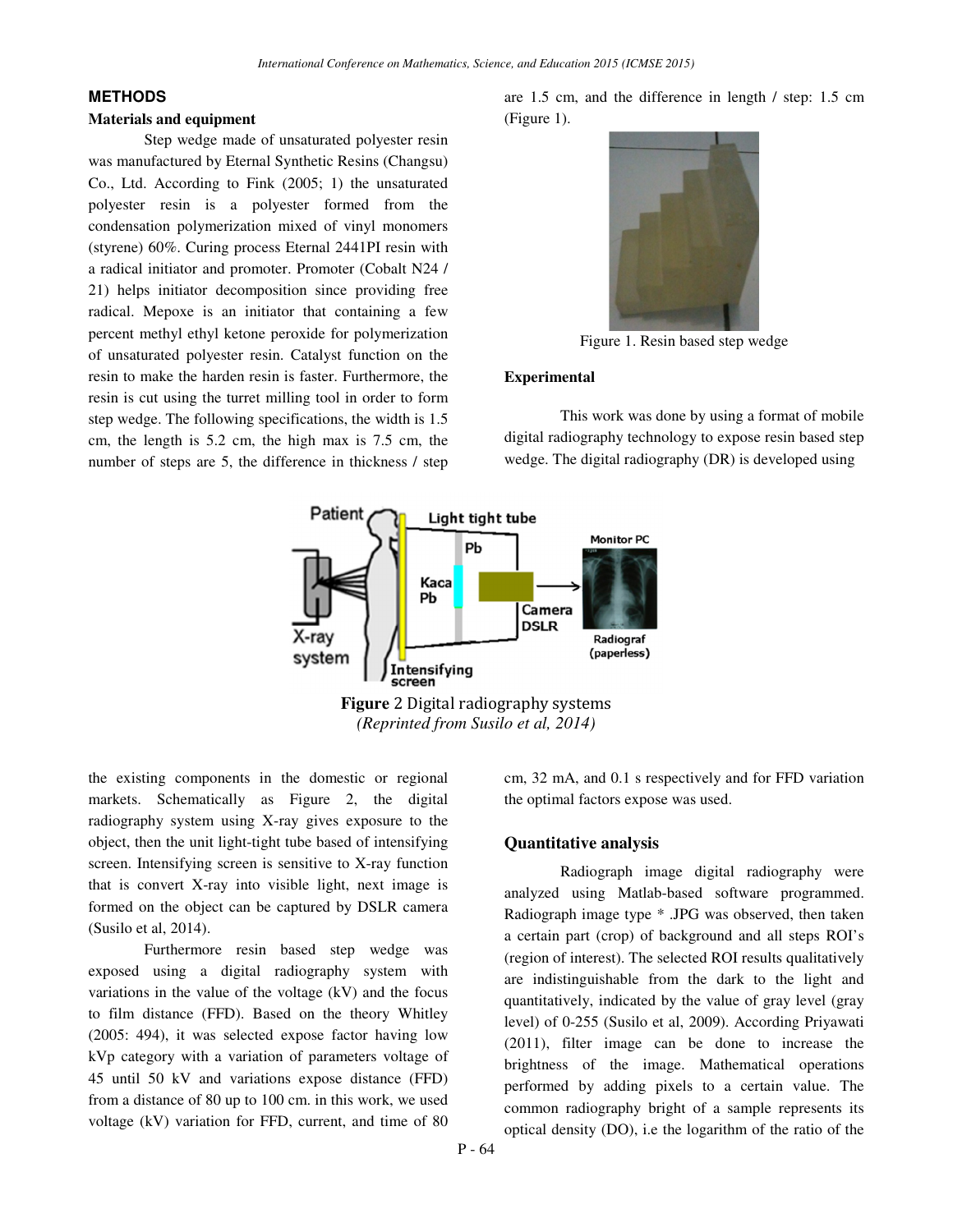## METHODS

### Materials and equipment

Step wedge made of unsaturated polyester resin was manufactured by Eternal Synthetic Resins (Changsu) Co., Ltd. According to Fink (2005; 1) the unsaturated polyester resin is a polyester formed from the condensation polymerization mixed of vinyl monomers (styrene) 60%. Curing process Eternal 2441PI resin with a radical initiator and promoter. Promoter (Cobalt N24 / 21) helps initiator decomposition since providing free radical. Mepoxe is an initiator that containing a few percent methyl ethyl ketone peroxide for polymerization of unsaturated polyester resin. Catalyst function on the resin to make the harden resin is faster. Furthermore, the resin is cut using the turret milling tool in order to form step wedge. The following specifications, the width is 1.5 cm, the length is 5.2 cm, the high max is 7.5 cm, the number of steps are 5, the difference in thickness / step are 1.5 cm, and the difference in length / step: 1.5 cm (Figure 1).

Figure 1. Resin based step wedge

### Experimental

This work was done by using a format of mobile digital radiography technology to expose resin based step wedge. The digital radiography (DR) is developed using the existing components in the domestic or regional markets. Schematically as Figure 2, the digital radiography system using X-ray gives exposure to the object, then the unit light-tight tube based of intensifying screen. Intensifying screen is sensitive to X-ray function that is convert X-ray into visible light, next image is formed on the object can be captured by DSLR camera (Susilo et al, 2014).

**Figure** 2 Digital radiography systems
*(Reprinted from Susilo et al, 2014)*

Furthermore resin based step wedge was exposed using a digital radiography system with variations in the value of the voltage (kV) and the focus to film distance (FFD). Based on the theory Whitley (2005: 494), it was selected expose factor having low kVp category with a variation of parameters voltage of 45 until 50 kV and variations expose distance (FFD) from a distance of 80 up to 100 cm. in this work, we used voltage (kV) variation for FFD, current, and time of 80 cm, 32 mA, and 0.1 s respectively and for FFD variation the optimal factors expose was used.

### Quantitative analysis

Radiograph image digital radiography were analyzed using Matlab-based software programmed. Radiograph image type * .JPG was observed, then taken a certain part (crop) of background and all steps ROI's (region of interest). The selected ROI results qualitatively are indistinguishable from the dark to the light and quantitatively, indicated by the value of gray level (gray level) of 0-255 (Susilo et al, 2009). According Priyawati (2011), filter image can be done to increase the brightness of the image. Mathematical operations performed by adding pixels to a certain value. The common radiography bright of a sample represents its optical density (DO), i.e the logarithm of the ratio of the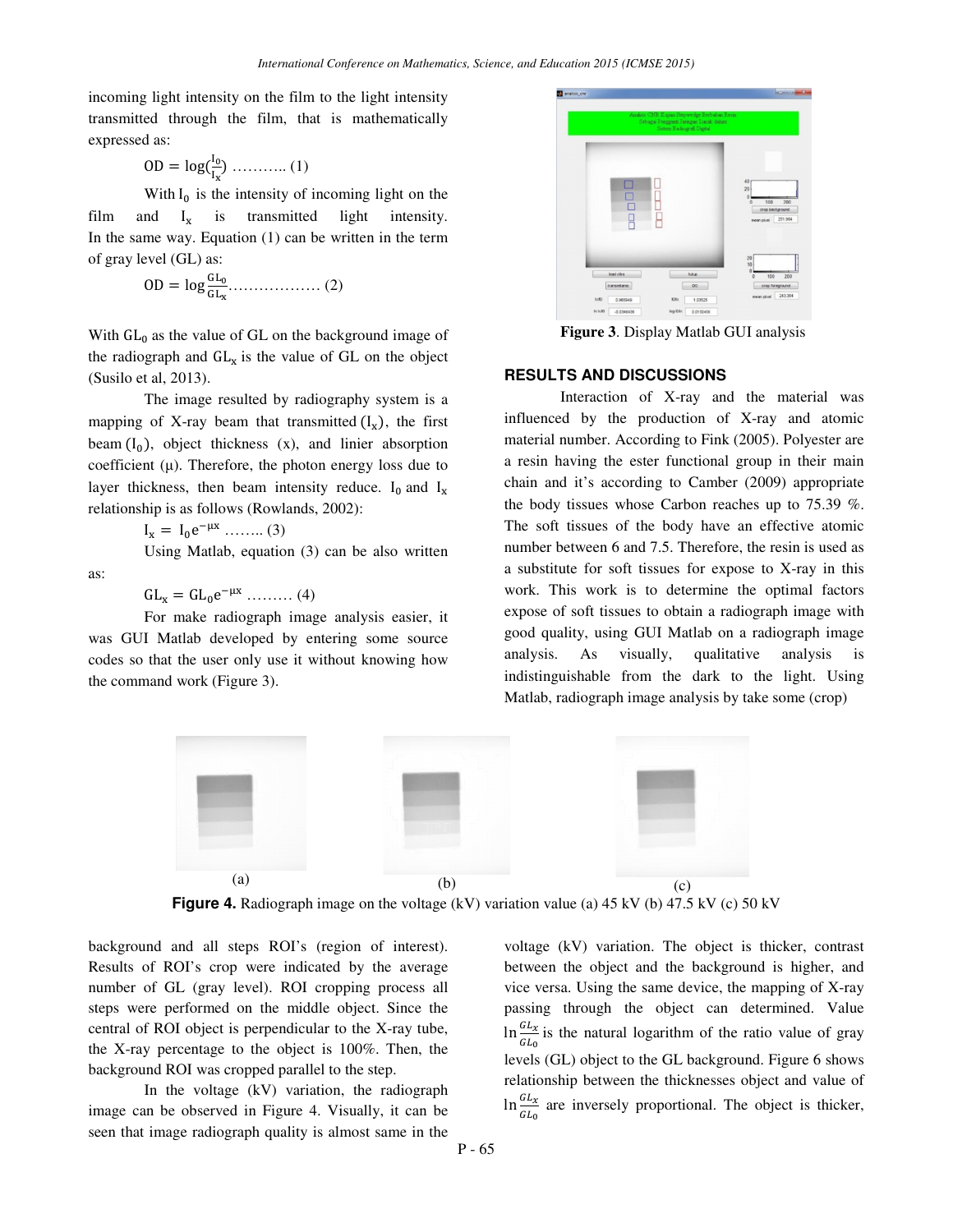incoming light intensity on the film to the light intensity transmitted through the film, that is mathematically expressed as:

$$\mathrm{OD} = \log(\frac{I_0}{I_x}) \text{ ……….. (1)}$$

With $I_0$ is the intensity of incoming light on the film and $I_x$ is transmitted light intensity. In the same way. Equation (1) can be written in the term of gray level (GL) as:

$$\mathrm{OD} = \log\frac{GL_0}{GL_x} \text{……………… (2)}$$

With $GL_0$ as the value of GL on the background image of the radiograph and $GL_x$ is the value of GL on the object (Susilo et al, 2013).

The image resulted by radiography system is a mapping of X-ray beam that transmitted $(I_x)$, the first beam $(I_0)$, object thickness (x), and linier absorption coefficient (μ). Therefore, the photon energy loss due to layer thickness, then beam intensity reduce. $I_0$ and $I_x$ relationship is as follows (Rowlands, 2002):

$$I_x = I_0 e^{-\mu x} \text{ …….. (3)}$$

Using Matlab, equation (3) can be also written as:

$$GL_x = GL_0 e^{-\mu x} \text{ ……… (4)}$$

For make radiograph image analysis easier, it was GUI Matlab developed by entering some source codes so that the user only use it without knowing how the command work (Figure 3).

**Figure 3**. Display Matlab GUI analysis

## RESULTS AND DISCUSSIONS

Interaction of X-ray and the material was influenced by the production of X-ray and atomic material number. According to Fink (2005). Polyester are a resin having the ester functional group in their main chain and it's according to Camber (2009) appropriate the body tissues whose Carbon reaches up to 75.39 %. The soft tissues of the body have an effective atomic number between 6 and 7.5. Therefore, the resin is used as a substitute for soft tissues for expose to X-ray in this work. This work is to determine the optimal factors expose of soft tissues to obtain a radiograph image with good quality, using GUI Matlab on a radiograph image analysis. As visually, qualitative analysis is indistinguishable from the dark to the light. Using Matlab, radiograph image analysis by take some (crop) background and all steps ROI's (region of interest). Results of ROI's crop were indicated by the average number of GL (gray level). ROI cropping process all steps were performed on the middle object. Since the central of ROI object is perpendicular to the X-ray tube, the X-ray percentage to the object is 100%. Then, the background ROI was cropped parallel to the step.

(a) (b) (c)

**Figure 4.** Radiograph image on the voltage (kV) variation value (a) 45 kV (b) 47.5 kV (c) 50 kV

In the voltage (kV) variation, the radiograph image can be observed in Figure 4. Visually, it can be seen that image radiograph quality is almost same in the voltage (kV) variation. The object is thicker, contrast between the object and the background is higher, and vice versa. Using the same device, the mapping of X-ray passing through the object can determined. Value $\ln\frac{GL_x}{GL_0}$ is the natural logarithm of the ratio value of gray levels (GL) object to the GL background. Figure 6 shows relationship between the thicknesses object and value of $\ln\frac{GL_x}{GL_0}$ are inversely proportional. The object is thicker,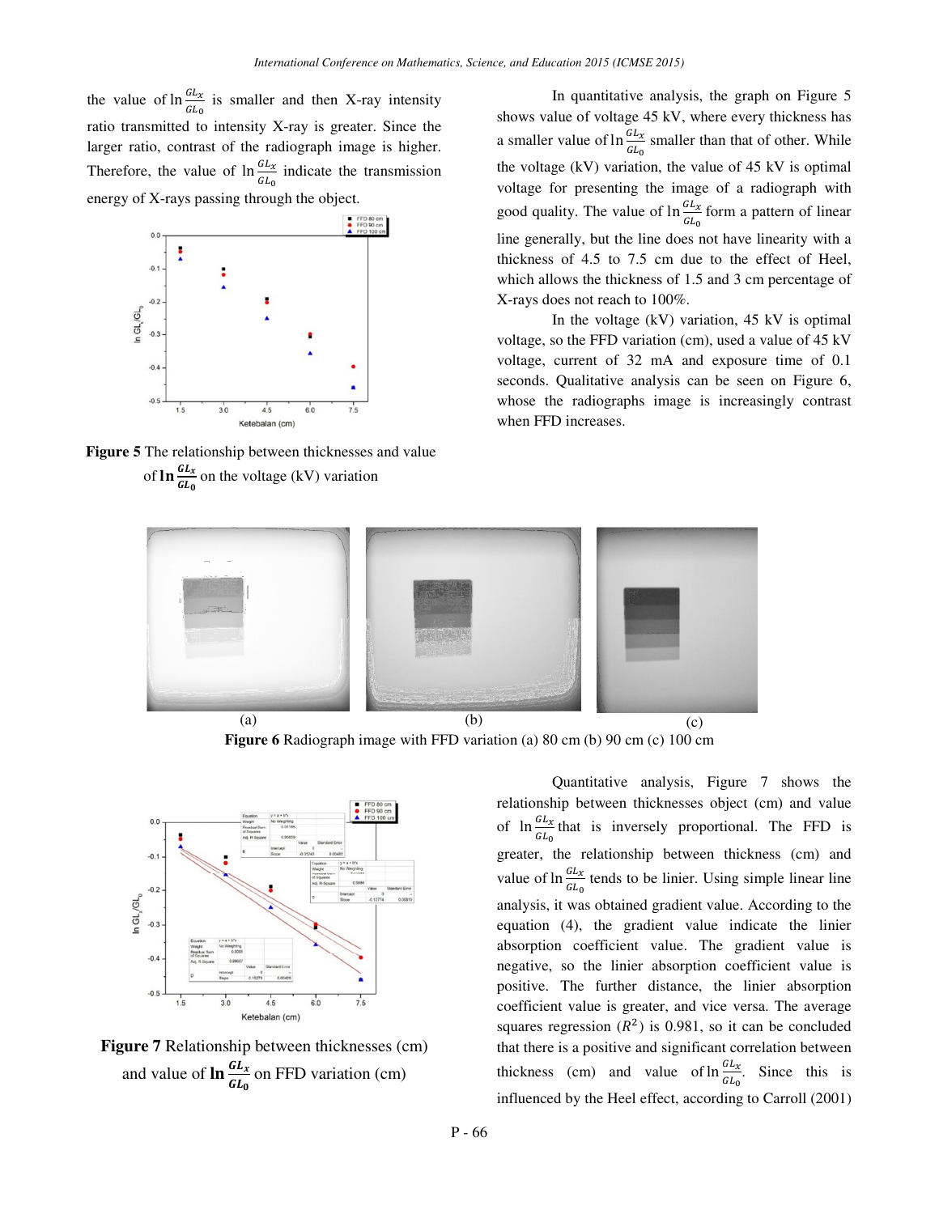the value of $\ln \frac{GL_x}{GL_0}$ is smaller and then X-ray intensity ratio transmitted to intensity X-ray is greater. Since the larger ratio, contrast of the radiograph image is higher. Therefore, the value of $\ln \frac{GL_x}{GL_0}$ indicate the transmission energy of X-rays passing through the object.

FFD 80 cm
FFD 90 cm
FFD 100 cm
0.0
-0.1
-0.2
-0.3
-0.4
-0.5
ln GL$_x$/GL$_0$
1.5
3.0
4.5
6.0
7.5
Ketebalan (cm)

**Figure 5** The relationship between thicknesses and value of $\ln \frac{GL_x}{GL_0}$ on the voltage (kV) variation

In quantitative analysis, the graph on Figure 5 shows value of voltage 45 kV, where every thickness has a smaller value of $\ln \frac{GL_x}{GL_0}$ smaller than that of other. While the voltage (kV) variation, the value of 45 kV is optimal voltage for presenting the image of a radiograph with good quality. The value of $\ln \frac{GL_x}{GL_0}$ form a pattern of linear line generally, but the line does not have linearity with a thickness of 4.5 to 7.5 cm due to the effect of Heel, which allows the thickness of 1.5 and 3 cm percentage of X-rays does not reach to 100%.

In the voltage (kV) variation, 45 kV is optimal voltage, so the FFD variation (cm), used a value of 45 kV voltage, current of 32 mA and exposure time of 0.1 seconds. Qualitative analysis can be seen on Figure 6, whose the radiographs image is increasingly contrast when FFD increases.

(a) (b) (c)

**Figure 6** Radiograph image with FFD variation (a) 80 cm (b) 90 cm (c) 100 cm

FFD 80 cm
FFD 90 cm
FFD 100 cm
0.0
-0.1
-0.2
-0.3
-0.4
-0.5
ln GL$_x$/GL$_0$
1.5
3.0
4.5
6.0
7.5
Ketebalan (cm)

**Figure 7** Relationship between thicknesses (cm) and value of $\ln \frac{GL_x}{GL_0}$ on FFD variation (cm)

Quantitative analysis, Figure 7 shows the relationship between thicknesses object (cm) and value of $\ln \frac{GL_x}{GL_0}$ that is inversely proportional. The FFD is greater, the relationship between thickness (cm) and value of $\ln \frac{GL_x}{GL_0}$ tends to be linier. Using simple linear line analysis, it was obtained gradient value. According to the equation (4), the gradient value indicate the linier absorption coefficient value. The gradient value is negative, so the linier absorption coefficient value is positive. The further distance, the linier absorption coefficient value is greater, and vice versa. The average squares regression ($R^2$) is 0.981, so it can be concluded that there is a positive and significant correlation between thickness (cm) and value of $\ln \frac{GL_x}{GL_0}$. Since this is influenced by the Heel effect, according to Carroll (2001)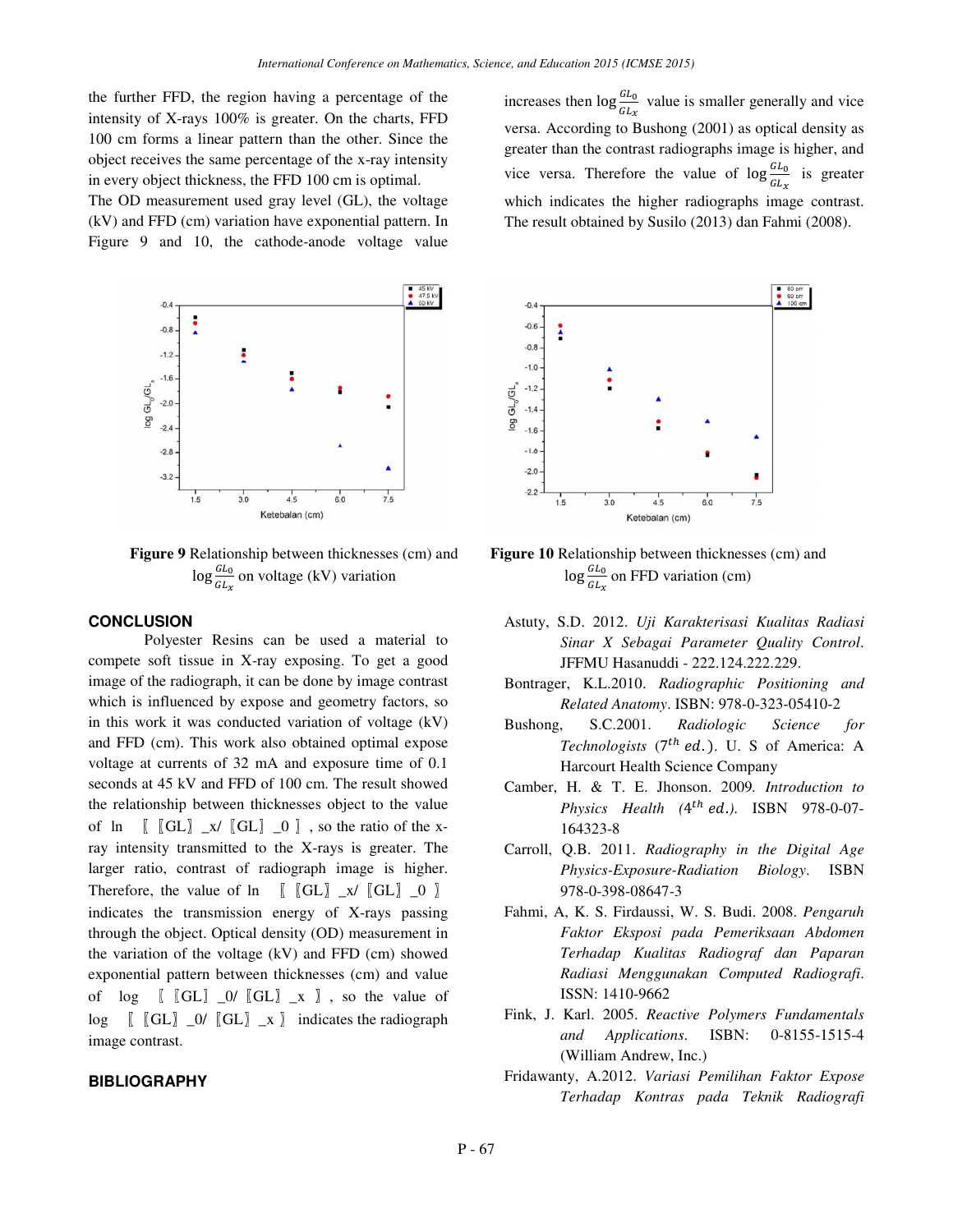the further FFD, the region having a percentage of the intensity of X-rays 100% is greater. On the charts, FFD 100 cm forms a linear pattern than the other. Since the object receives the same percentage of the x-ray intensity in every object thickness, the FFD 100 cm is optimal.

The OD measurement used gray level (GL), the voltage (kV) and FFD (cm) variation have exponential pattern. In Figure 9 and 10, the cathode-anode voltage value increases then $\log \frac{GL_0}{GL_x}$ value is smaller generally and vice versa. According to Bushong (2001) as optical density as greater than the contrast radiographs image is higher, and vice versa. Therefore the value of $\log \frac{GL_0}{GL_x}$ is greater which indicates the higher radiographs image contrast. The result obtained by Susilo (2013) dan Fahmi (2008).

45 kV
47.5 kV
50 kV
-0.4
-0.8
-1.2
-1.6
-2.0
-2.4
-2.8
-3.2
log GL0/GLx
1.5
3.0
4.5
6.0
7.5
Ketebalan (cm)

**Figure 9** Relationship between thicknesses (cm) and $\log \frac{GL_0}{GL_x}$ on voltage (kV) variation

80 cm
90 cm
100 cm
-0.4
-0.6
-0.8
-1.0
-1.2
-1.4
-1.6
-1.8
-2.0
-2.2
log GL0/GLx
1.5
3.0
4.5
6.0
7.5
Ketebalan (cm)

**Figure 10** Relationship between thicknesses (cm) and $\log \frac{GL_0}{GL_x}$ on FFD variation (cm)

## CONCLUSION

Polyester Resins can be used a material to compete soft tissue in X-ray exposing. To get a good image of the radiograph, it can be done by image contrast which is influenced by expose and geometry factors, so in this work it was conducted variation of voltage (kV) and FFD (cm). This work also obtained optimal expose voltage at currents of 32 mA and exposure time of 0.1 seconds at 45 kV and FFD of 100 cm. The result showed the relationship between thicknesses object to the value of ln 〖〖GL〗_x/〖GL〗_0 〗, so the ratio of the x-ray intensity transmitted to the X-rays is greater. The larger ratio, contrast of radiograph image is higher. Therefore, the value of ln 〖〖GL〗_x/〖GL〗_0 〗 indicates the transmission energy of X-rays passing through the object. Optical density (OD) measurement in the variation of the voltage (kV) and FFD (cm) showed exponential pattern between thicknesses (cm) and value of log 〖〖GL〗_0/〖GL〗_x 〗, so the value of log 〖〖GL〗_0/〖GL〗_x 〗 indicates the radiograph image contrast.

## BIBLIOGRAPHY

Astuty, S.D. 2012. *Uji Karakterisasi Kualitas Radiasi Sinar X Sebagai Parameter Quality Control*. JFFMU Hasanuddi - 222.124.222.229.

Bontrager, K.L.2010. *Radiographic Positioning and Related Anatomy*. ISBN: 978-0-323-05410-2

Bushong, S.C.2001. *Radiologic Science for Technologists* ($7^{th}$ *ed.*). U. S of America: A Harcourt Health Science Company

Camber, H. & T. E. Jhonson. 2009. *Introduction to Physics Health* ($4^{th}$ *ed.*). ISBN 978-0-07-164323-8

Carroll, Q.B. 2011. *Radiography in the Digital Age Physics-Exposure-Radiation Biology*. ISBN 978-0-398-08647-3

Fahmi, A, K. S. Firdaussi, W. S. Budi. 2008. *Pengaruh Faktor Eksposi pada Pemeriksaan Abdomen Terhadap Kualitas Radiograf dan Paparan Radiasi Menggunakan Computed Radiografi*. ISSN: 1410-9662

Fink, J. Karl. 2005. *Reactive Polymers Fundamentals and Applications*. ISBN: 0-8155-1515-4 (William Andrew, Inc.)

Fridawanty, A.2012. *Variasi Pemilihan Faktor Expose Terhadap Kontras pada Teknik Radiografi*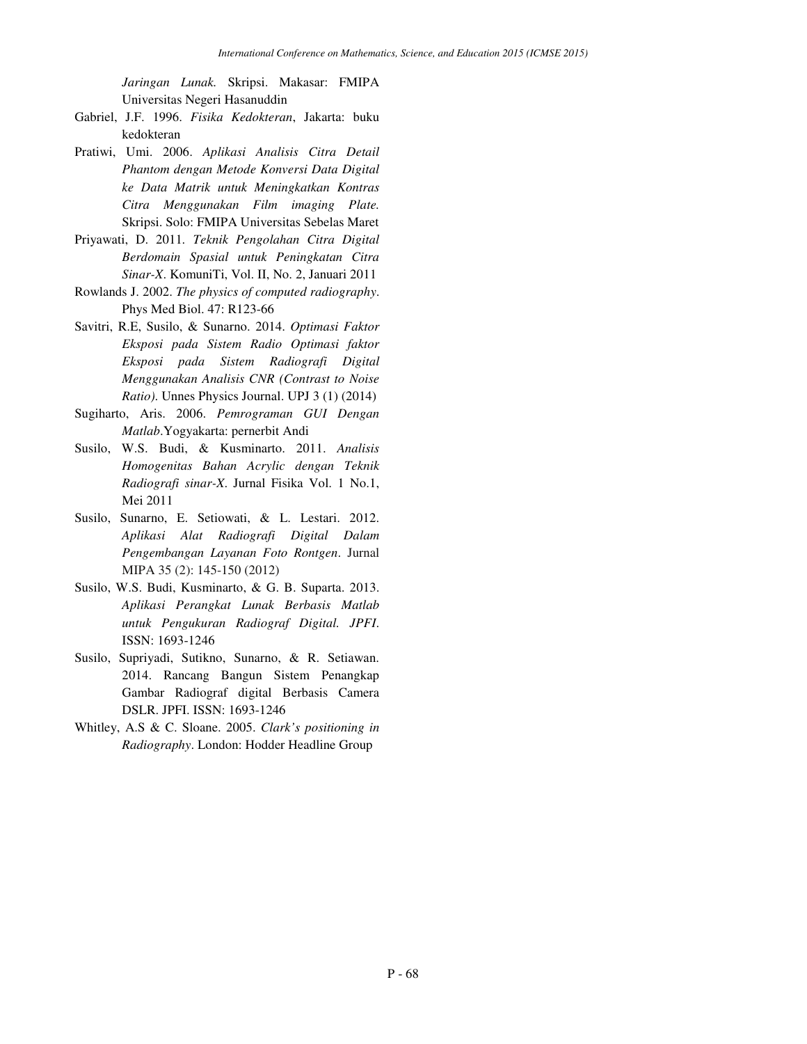*Jaringan Lunak.* Skripsi. Makasar: FMIPA Universitas Negeri Hasanuddin

Gabriel, J.F. 1996. *Fisika Kedokteran*, Jakarta: buku kedokteran

Pratiwi, Umi. 2006. *Aplikasi Analisis Citra Detail Phantom dengan Metode Konversi Data Digital ke Data Matrik untuk Meningkatkan Kontras Citra Menggunakan Film imaging Plate.* Skripsi. Solo: FMIPA Universitas Sebelas Maret

Priyawati, D. 2011. *Teknik Pengolahan Citra Digital Berdomain Spasial untuk Peningkatan Citra Sinar-X*. KomuniTi, Vol. II, No. 2, Januari 2011

Rowlands J. 2002. *The physics of computed radiography*. Phys Med Biol. 47: R123-66

Savitri, R.E, Susilo, & Sunarno. 2014. *Optimasi Faktor Eksposi pada Sistem Radio Optimasi faktor Eksposi pada Sistem Radiografi Digital Menggunakan Analisis CNR (Contrast to Noise Ratio)*. Unnes Physics Journal. UPJ 3 (1) (2014)

Sugiharto, Aris. 2006. *Pemrograman GUI Dengan Matlab*.Yogyakarta: pernerbit Andi

Susilo, W.S. Budi, & Kusminarto. 2011. *Analisis Homogenitas Bahan Acrylic dengan Teknik Radiografi sinar-X*. Jurnal Fisika Vol. 1 No.1, Mei 2011

Susilo, Sunarno, E. Setiowati, & L. Lestari. 2012. *Aplikasi Alat Radiografi Digital Dalam Pengembangan Layanan Foto Rontgen*. Jurnal MIPA 35 (2): 145-150 (2012)

Susilo, W.S. Budi, Kusminarto, & G. B. Suparta. 2013. *Aplikasi Perangkat Lunak Berbasis Matlab untuk Pengukuran Radiograf Digital. JPFI*. ISSN: 1693-1246

Susilo, Supriyadi, Sutikno, Sunarno, & R. Setiawan. 2014. Rancang Bangun Sistem Penangkap Gambar Radiograf digital Berbasis Camera DSLR. JPFI. ISSN: 1693-1246

Whitley, A.S & C. Sloane. 2005. *Clark's positioning in Radiography*. London: Hodder Headline Group